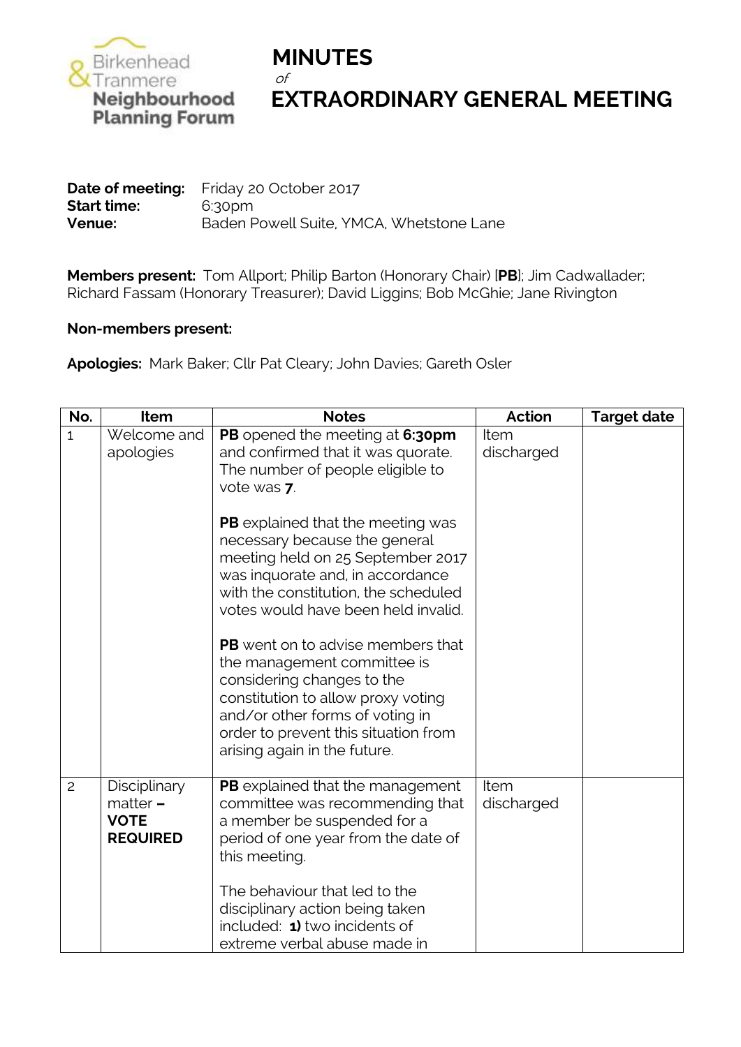Birkenhead & Tranmere Neighbourhood Planning Forum

# MINUTES
*of*
# EXTRAORDINARY GENERAL MEETING

**Date of meeting:** Friday 20 October 2017
**Start time:** 6:30pm
**Venue:** Baden Powell Suite, YMCA, Whetstone Lane

**Members present:** Tom Allport; Philip Barton (Honorary Chair) [**PB**]; Jim Cadwallader; Richard Fassam (Honorary Treasurer); David Liggins; Bob McGhie; Jane Rivington

**Non-members present:**

**Apologies:** Mark Baker; Cllr Pat Cleary; John Davies; Gareth Osler

| No. | Item | Notes | Action | Target date |
|---|---|---|---|---|
| 1 | Welcome and apologies | **PB** opened the meeting at **6:30pm** and confirmed that it was quorate. The number of people eligible to vote was **7**.<br><br>**PB** explained that the meeting was necessary because the general meeting held on 25 September 2017 was inquorate and, in accordance with the constitution, the scheduled votes would have been held invalid.<br><br>**PB** went on to advise members that the management committee is considering changes to the constitution to allow proxy voting and/or other forms of voting in order to prevent this situation from arising again in the future. | Item discharged | |
| 2 | Disciplinary matter – **VOTE REQUIRED** | **PB** explained that the management committee was recommending that a member be suspended for a period of one year from the date of this meeting.<br><br>The behaviour that led to the disciplinary action being taken included: **1)** two incidents of extreme verbal abuse made in | Item discharged | |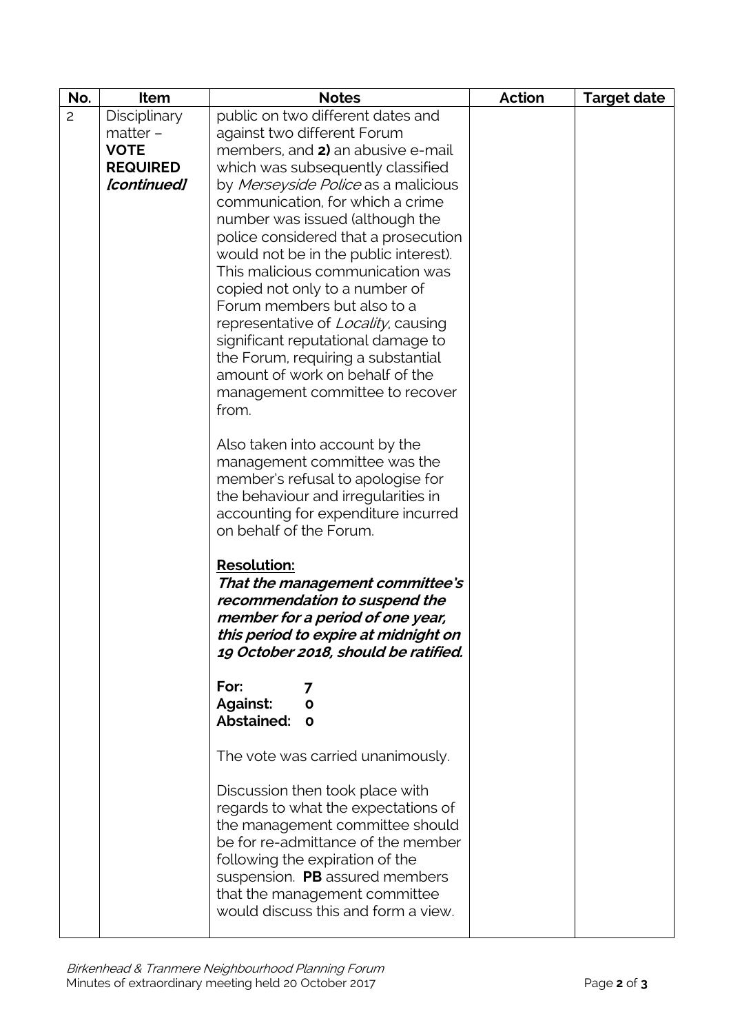| No. | Item | Notes | Action | Target date |
|---|---|---|---|---|
| 2 | Disciplinary matter – **VOTE REQUIRED** ***[continued]*** | public on two different dates and against two different Forum members, and **2)** an abusive e-mail which was subsequently classified by *Merseyside Police* as a malicious communication, for which a crime number was issued (although the police considered that a prosecution would not be in the public interest). This malicious communication was copied not only to a number of Forum members but also to a representative of *Locality*, causing significant reputational damage to the Forum, requiring a substantial amount of work on behalf of the management committee to recover from.<br><br>Also taken into account by the management committee was the member's refusal to apologise for the behaviour and irregularities in accounting for expenditure incurred on behalf of the Forum.<br><br>**Resolution:**<br>***That the management committee's recommendation to suspend the member for a period of one year, this period to expire at midnight on 19 October 2018, should be ratified.***<br><br>**For: 7**<br>**Against: 0**<br>**Abstained: 0**<br><br>The vote was carried unanimously.<br><br>Discussion then took place with regards to what the expectations of the management committee should be for re-admittance of the member following the expiration of the suspension. **PB** assured members that the management committee would discuss this and form a view. | | |

*Birkenhead & Tranmere Neighbourhood Planning Forum*
Minutes of extraordinary meeting held 20 October 2017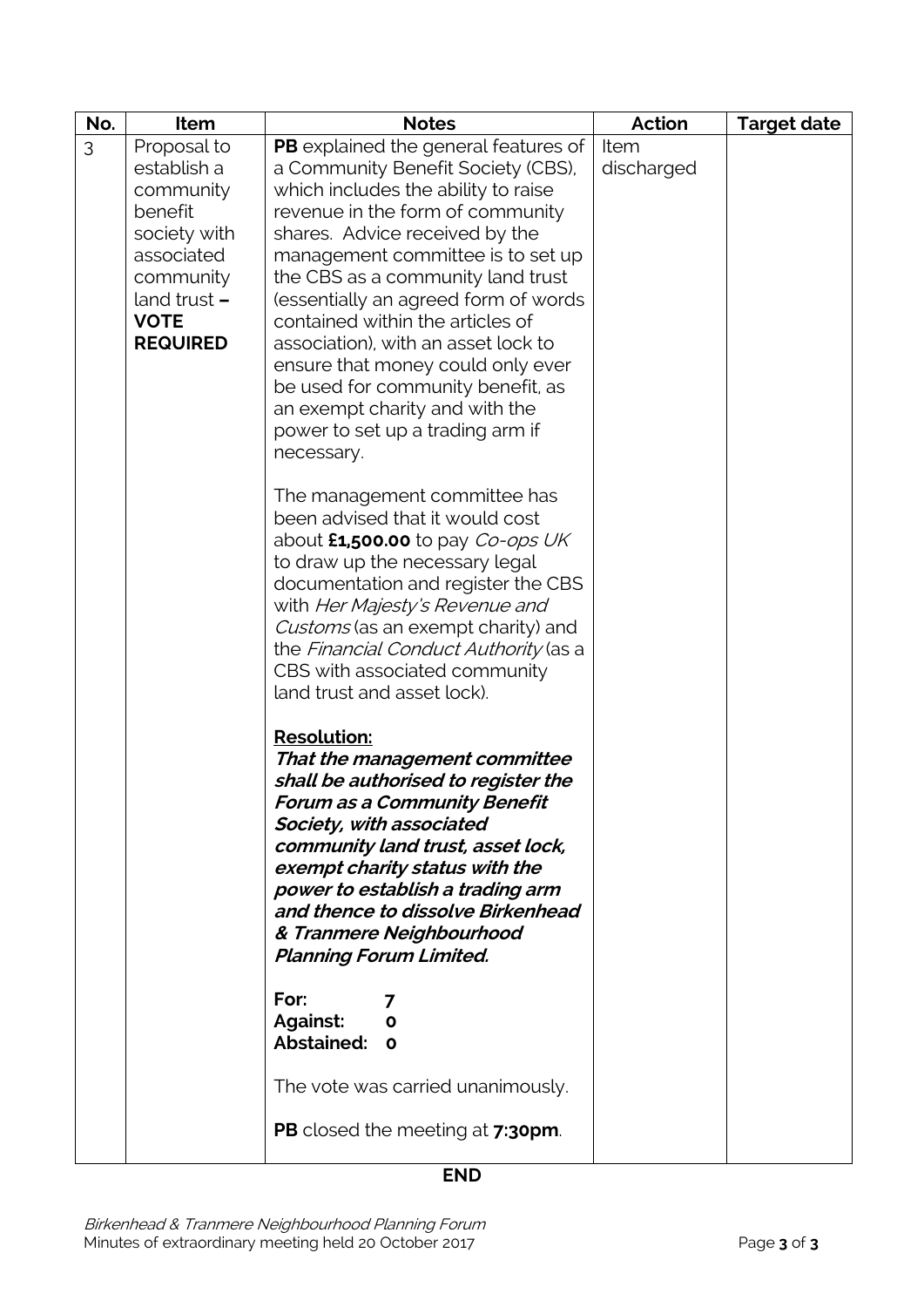| No. | Item | Notes | Action | Target date |
|---|---|---|---|---|
| 3 | Proposal to establish a community benefit society with associated community land trust – **VOTE REQUIRED** | **PB** explained the general features of a Community Benefit Society (CBS), which includes the ability to raise revenue in the form of community shares. Advice received by the management committee is to set up the CBS as a community land trust (essentially an agreed form of words contained within the articles of association), with an asset lock to ensure that money could only ever be used for community benefit, as an exempt charity and with the power to set up a trading arm if necessary.<br><br>The management committee has been advised that it would cost about **£1,500.00** to pay *Co-ops UK* to draw up the necessary legal documentation and register the CBS with *Her Majesty's Revenue and Customs* (as an exempt charity) and the *Financial Conduct Authority* (as a CBS with associated community land trust and asset lock).<br><br>**Resolution:**<br>***That the management committee shall be authorised to register the Forum as a Community Benefit Society, with associated community land trust, asset lock, exempt charity status with the power to establish a trading arm and thence to dissolve Birkenhead & Tranmere Neighbourhood Planning Forum Limited.***<br><br>**For: 7**<br>**Against: 0**<br>**Abstained: 0**<br><br>The vote was carried unanimously.<br><br>**PB** closed the meeting at **7:30pm**. | Item discharged | |

**END**